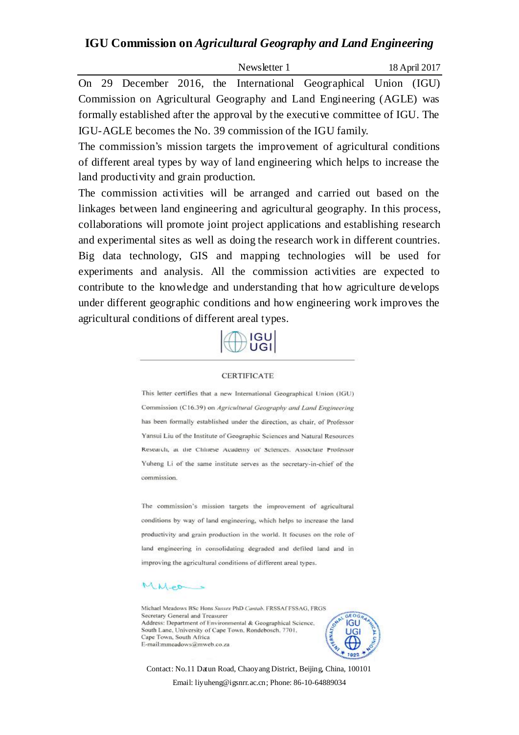# IGU Commission on *Agricultural Geography and Land Engineering*

Newsletter 1 — 18 April 2017

On 29 December 2016, the International Geographical Union (IGU) Commission on Agricultural Geography and Land Engineering (AGLE) was formally established after the approval by the executive committee of IGU. The IGU-AGLE becomes the No. 39 commission of the IGU family.

The commission's mission targets the improvement of agricultural conditions of different areal types by way of land engineering which helps to increase the land productivity and grain production.

The commission activities will be arranged and carried out based on the linkages between land engineering and agricultural geography. In this process, collaborations will promote joint project applications and establishing research and experimental sites as well as doing the research work in different countries. Big data technology, GIS and mapping technologies will be used for experiments and analysis. All the commission activities are expected to contribute to the knowledge and understanding that how agriculture develops under different geographic conditions and how engineering work improves the agricultural conditions of different areal types.

IGU UGI

CERTIFICATE

This letter certifies that a new International Geographical Union (IGU) Commission (C16.39) on *Agricultural Geography and Land Engineering* has been formally established under the direction, as chair, of Professor Yansui Liu of the Institute of Geographic Sciences and Natural Resources Research, at the Chinese Academy of Sciences. Associate Professor Yuheng Li of the same institute serves as the secretary-in-chief of the commission.

The commission's mission targets the improvement of agricultural conditions by way of land engineering, which helps to increase the land productivity and grain production in the world. It focuses on the role of land engineering in consolidating degraded and defiled land and in improving the agricultural conditions of different areal types.

Michael Meadows BSc Hons *Sussex* PhD *Cantab*. FRSSAf FSSAG, FRGS
Secretary General and Treasurer
Address: Department of Environmental & Geographical Science,
South Lane, University of Cape Town, Rondebosch, 7701,
Cape Town, South Africa
E-mail:mmeadows@mweb.co.za

Contact: No.11 Datun Road, Chaoyang District, Beijing, China, 100101
Email: liyuheng@igsnrr.ac.cn; Phone: 86-10-64889034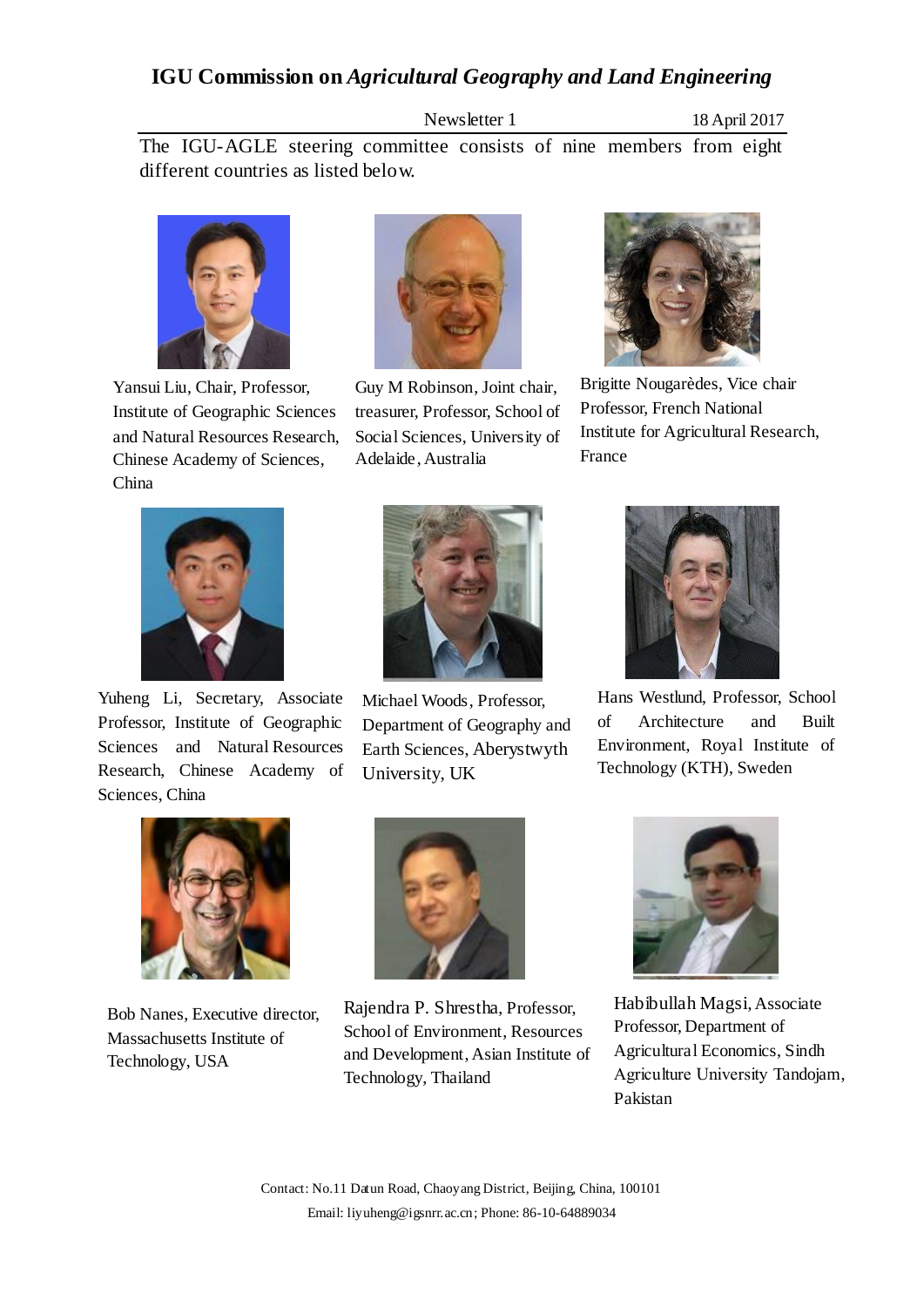# IGU Commission on *Agricultural Geography and Land Engineering*

Newsletter 1 — 18 April 2017

The IGU-AGLE steering committee consists of nine members from eight different countries as listed below.

Yansui Liu, Chair, Professor, Institute of Geographic Sciences and Natural Resources Research, Chinese Academy of Sciences, China

Guy M Robinson, Joint chair, treasurer, Professor, School of Social Sciences, University of Adelaide, Australia

Brigitte Nougarèdes, Vice chair Professor, French National Institute for Agricultural Research, France

Yuheng Li, Secretary, Associate Professor, Institute of Geographic Sciences and Natural Resources Research, Chinese Academy of Sciences, China

Michael Woods, Professor, Department of Geography and Earth Sciences, Aberystwyth University, UK

Hans Westlund, Professor, School of Architecture and Built Environment, Royal Institute of Technology (KTH), Sweden

Bob Nanes, Executive director, Massachusetts Institute of Technology, USA

Rajendra P. Shrestha, Professor, School of Environment, Resources and Development, Asian Institute of Technology, Thailand

Habibullah Magsi, Associate Professor, Department of Agricultural Economics, Sindh Agriculture University Tandojam, Pakistan

Contact: No.11 Datun Road, Chaoyang District, Beijing, China, 100101

Email: liyuheng@igsnrr.ac.cn; Phone: 86-10-64889034